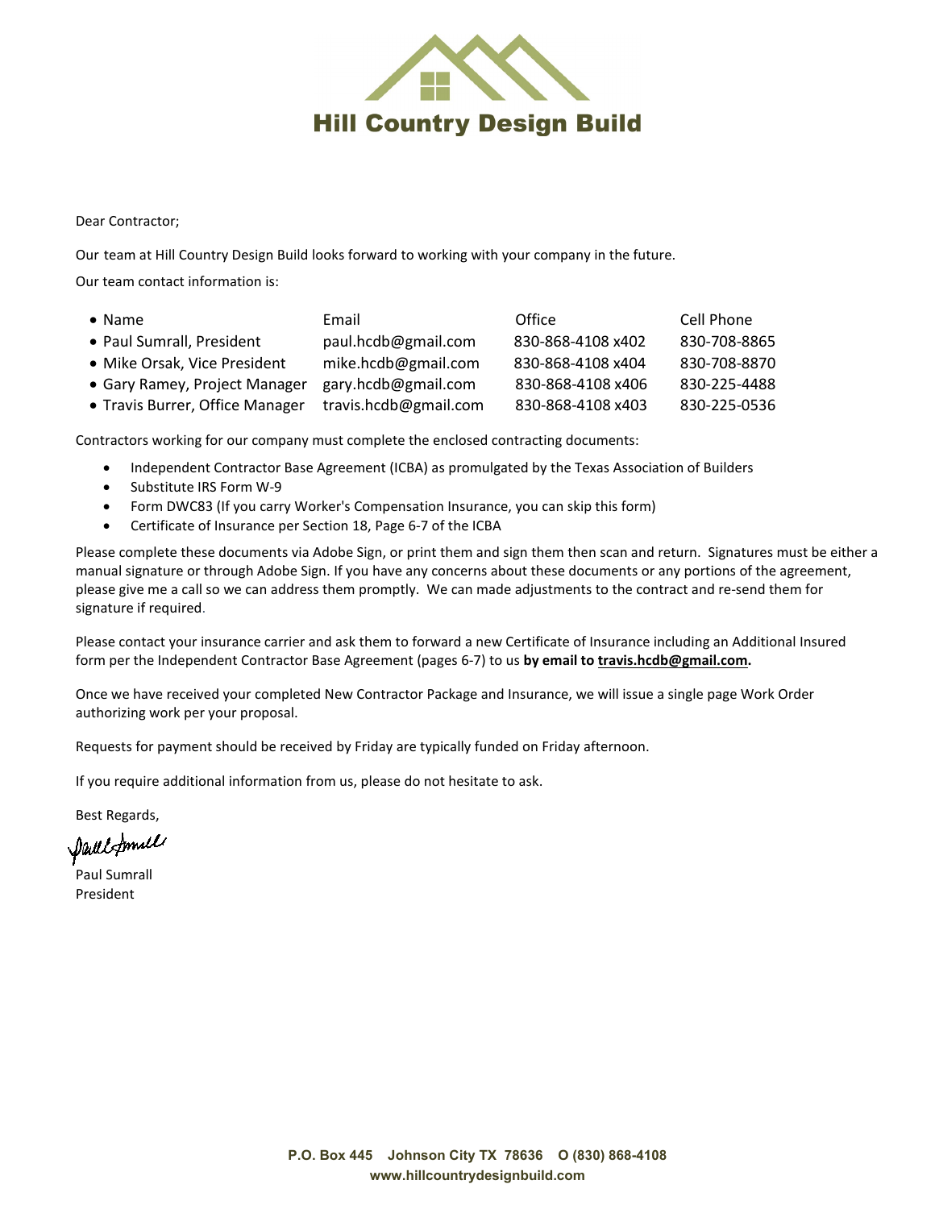# Hill Country Design Build

Dear Contractor;

Our team at Hill Country Design Build looks forward to working with your company in the future.

Our team contact information is:

| Name | Email | Office | Cell Phone |
|---|---|---|---|
| Paul Sumrall, President | paul.hcdb@gmail.com | 830-868-4108 x402 | 830-708-8865 |
| Mike Orsak, Vice President | mike.hcdb@gmail.com | 830-868-4108 x404 | 830-708-8870 |
| Gary Ramey, Project Manager | gary.hcdb@gmail.com | 830-868-4108 x406 | 830-225-4488 |
| Travis Burrer, Office Manager | travis.hcdb@gmail.com | 830-868-4108 x403 | 830-225-0536 |

Contractors working for our company must complete the enclosed contracting documents:

- Independent Contractor Base Agreement (ICBA) as promulgated by the Texas Association of Builders
- Substitute IRS Form W-9
- Form DWC83 (If you carry Worker's Compensation Insurance, you can skip this form)
- Certificate of Insurance per Section 18, Page 6-7 of the ICBA

Please complete these documents via Adobe Sign, or print them and sign them then scan and return. Signatures must be either a manual signature or through Adobe Sign. If you have any concerns about these documents or any portions of the agreement, please give me a call so we can address them promptly. We can made adjustments to the contract and re-send them for signature if required.

Please contact your insurance carrier and ask them to forward a new Certificate of Insurance including an Additional Insured form per the Independent Contractor Base Agreement (pages 6-7) to us **by email to travis.hcdb@gmail.com.**

Once we have received your completed New Contractor Package and Insurance, we will issue a single page Work Order authorizing work per your proposal.

Requests for payment should be received by Friday are typically funded on Friday afternoon.

If you require additional information from us, please do not hesitate to ask.

Best Regards,

Paul Sumrall
President

P.O. Box 445 Johnson City TX 78636 O (830) 868-4108
www.hillcountrydesignbuild.com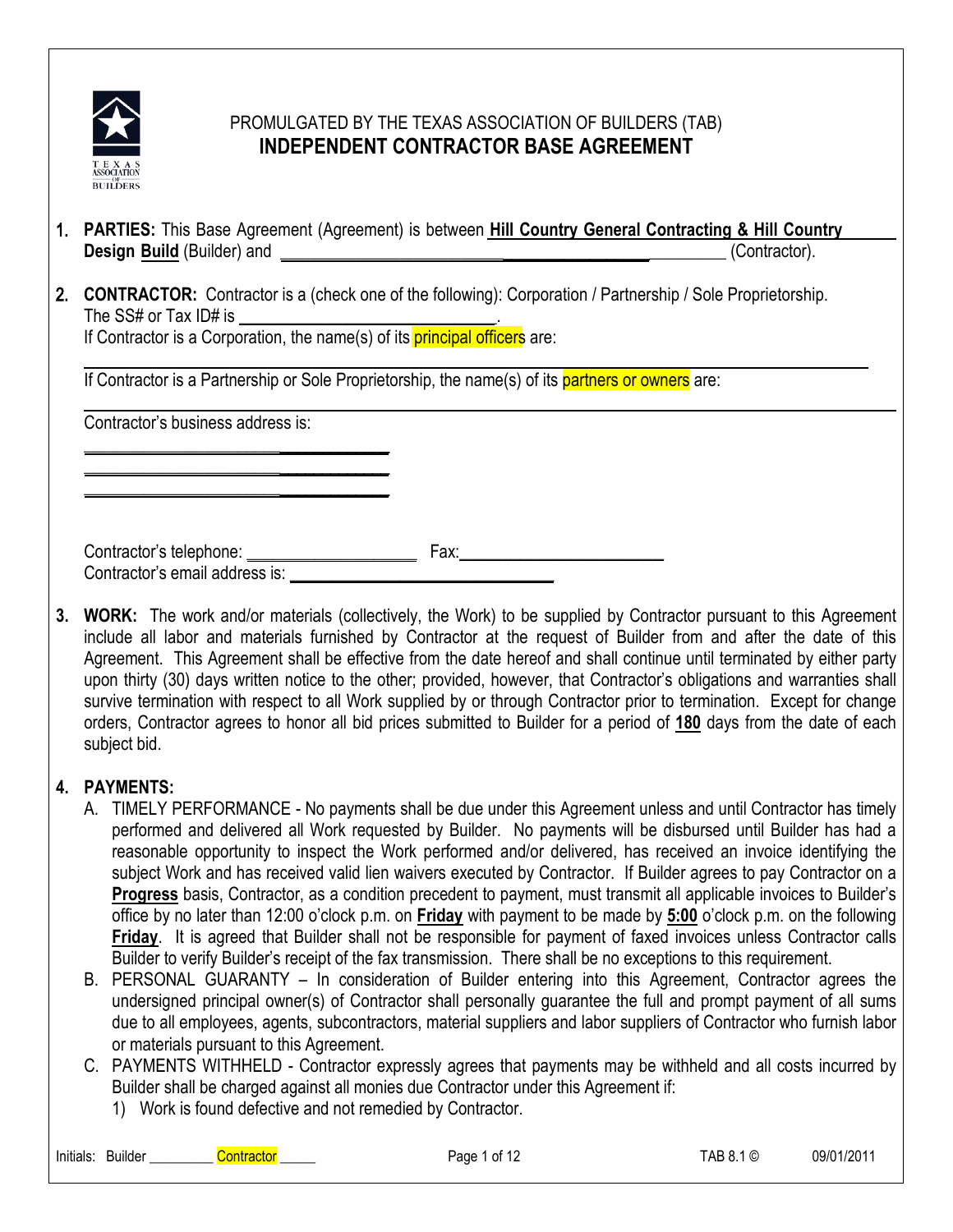PROMULGATED BY THE TEXAS ASSOCIATION OF BUILDERS (TAB)

# INDEPENDENT CONTRACTOR BASE AGREEMENT

1. **PARTIES:** This Base Agreement (Agreement) is between **Hill Country General Contracting & Hill Country Design Build** (Builder) and ______________________________________________ (Contractor).

2. **CONTRACTOR:** Contractor is a (check one of the following): Corporation / Partnership / Sole Proprietorship.
   The SS# or Tax ID# is ______________________________.
   If Contractor is a Corporation, the name(s) of its principal officers are:
   ________________________________________________________________________________
   If Contractor is a Partnership or Sole Proprietorship, the name(s) of its partners or owners are:
   ________________________________________________________________________________
   Contractor's business address is:
   ______________________________________
   ______________________________________
   ______________________________________

   Contractor's telephone: ____________________ Fax:________________________
   Contractor's email address is: ______________________________

3. **WORK:** The work and/or materials (collectively, the Work) to be supplied by Contractor pursuant to this Agreement include all labor and materials furnished by Contractor at the request of Builder from and after the date of this Agreement. This Agreement shall be effective from the date hereof and shall continue until terminated by either party upon thirty (30) days written notice to the other; provided, however, that Contractor's obligations and warranties shall survive termination with respect to all Work supplied by or through Contractor prior to termination. Except for change orders, Contractor agrees to honor all bid prices submitted to Builder for a period of **180** days from the date of each subject bid.

4. **PAYMENTS:**
   A. TIMELY PERFORMANCE - No payments shall be due under this Agreement unless and until Contractor has timely performed and delivered all Work requested by Builder. No payments will be disbursed until Builder has had a reasonable opportunity to inspect the Work performed and/or delivered, has received an invoice identifying the subject Work and has received valid lien waivers executed by Contractor. If Builder agrees to pay Contractor on a **Progress** basis, Contractor, as a condition precedent to payment, must transmit all applicable invoices to Builder's office by no later than 12:00 o'clock p.m. on **Friday** with payment to be made by **5:00** o'clock p.m. on the following **Friday**. It is agreed that Builder shall not be responsible for payment of faxed invoices unless Contractor calls Builder to verify Builder's receipt of the fax transmission. There shall be no exceptions to this requirement.
   B. PERSONAL GUARANTY – In consideration of Builder entering into this Agreement, Contractor agrees the undersigned principal owner(s) of Contractor shall personally guarantee the full and prompt payment of all sums due to all employees, agents, subcontractors, material suppliers and labor suppliers of Contractor who furnish labor or materials pursuant to this Agreement.
   C. PAYMENTS WITHHELD - Contractor expressly agrees that payments may be withheld and all costs incurred by Builder shall be charged against all monies due Contractor under this Agreement if:
      1) Work is found defective and not remedied by Contractor.

Initials: Builder _________ Contractor _____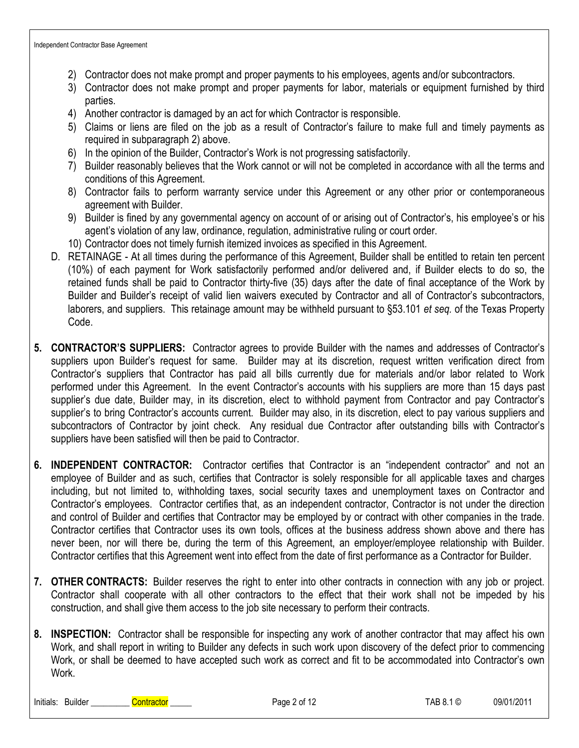2) Contractor does not make prompt and proper payments to his employees, agents and/or subcontractors.
3) Contractor does not make prompt and proper payments for labor, materials or equipment furnished by third parties.
4) Another contractor is damaged by an act for which Contractor is responsible.
5) Claims or liens are filed on the job as a result of Contractor's failure to make full and timely payments as required in subparagraph 2) above.
6) In the opinion of the Builder, Contractor's Work is not progressing satisfactorily.
7) Builder reasonably believes that the Work cannot or will not be completed in accordance with all the terms and conditions of this Agreement.
8) Contractor fails to perform warranty service under this Agreement or any other prior or contemporaneous agreement with Builder.
9) Builder is fined by any governmental agency on account of or arising out of Contractor's, his employee's or his agent's violation of any law, ordinance, regulation, administrative ruling or court order.
10) Contractor does not timely furnish itemized invoices as specified in this Agreement.

D. RETAINAGE - At all times during the performance of this Agreement, Builder shall be entitled to retain ten percent (10%) of each payment for Work satisfactorily performed and/or delivered and, if Builder elects to do so, the retained funds shall be paid to Contractor thirty-five (35) days after the date of final acceptance of the Work by Builder and Builder's receipt of valid lien waivers executed by Contractor and all of Contractor's subcontractors, laborers, and suppliers. This retainage amount may be withheld pursuant to §53.101 *et seq.* of the Texas Property Code.

**5. CONTRACTOR'S SUPPLIERS:** Contractor agrees to provide Builder with the names and addresses of Contractor's suppliers upon Builder's request for same. Builder may at its discretion, request written verification direct from Contractor's suppliers that Contractor has paid all bills currently due for materials and/or labor related to Work performed under this Agreement. In the event Contractor's accounts with his suppliers are more than 15 days past supplier's due date, Builder may, in its discretion, elect to withhold payment from Contractor and pay Contractor's supplier's to bring Contractor's accounts current. Builder may also, in its discretion, elect to pay various suppliers and subcontractors of Contractor by joint check. Any residual due Contractor after outstanding bills with Contractor's suppliers have been satisfied will then be paid to Contractor.

**6. INDEPENDENT CONTRACTOR:** Contractor certifies that Contractor is an "independent contractor" and not an employee of Builder and as such, certifies that Contractor is solely responsible for all applicable taxes and charges including, but not limited to, withholding taxes, social security taxes and unemployment taxes on Contractor and Contractor's employees. Contractor certifies that, as an independent contractor, Contractor is not under the direction and control of Builder and certifies that Contractor may be employed by or contract with other companies in the trade. Contractor certifies that Contractor uses its own tools, offices at the business address shown above and there has never been, nor will there be, during the term of this Agreement, an employer/employee relationship with Builder. Contractor certifies that this Agreement went into effect from the date of first performance as a Contractor for Builder.

**7. OTHER CONTRACTS:** Builder reserves the right to enter into other contracts in connection with any job or project. Contractor shall cooperate with all other contractors to the effect that their work shall not be impeded by his construction, and shall give them access to the job site necessary to perform their contracts.

**8. INSPECTION:** Contractor shall be responsible for inspecting any work of another contractor that may affect his own Work, and shall report in writing to Builder any defects in such work upon discovery of the defect prior to commencing Work, or shall be deemed to have accepted such work as correct and fit to be accommodated into Contractor's own Work.

Initials: Builder _________ Contractor _____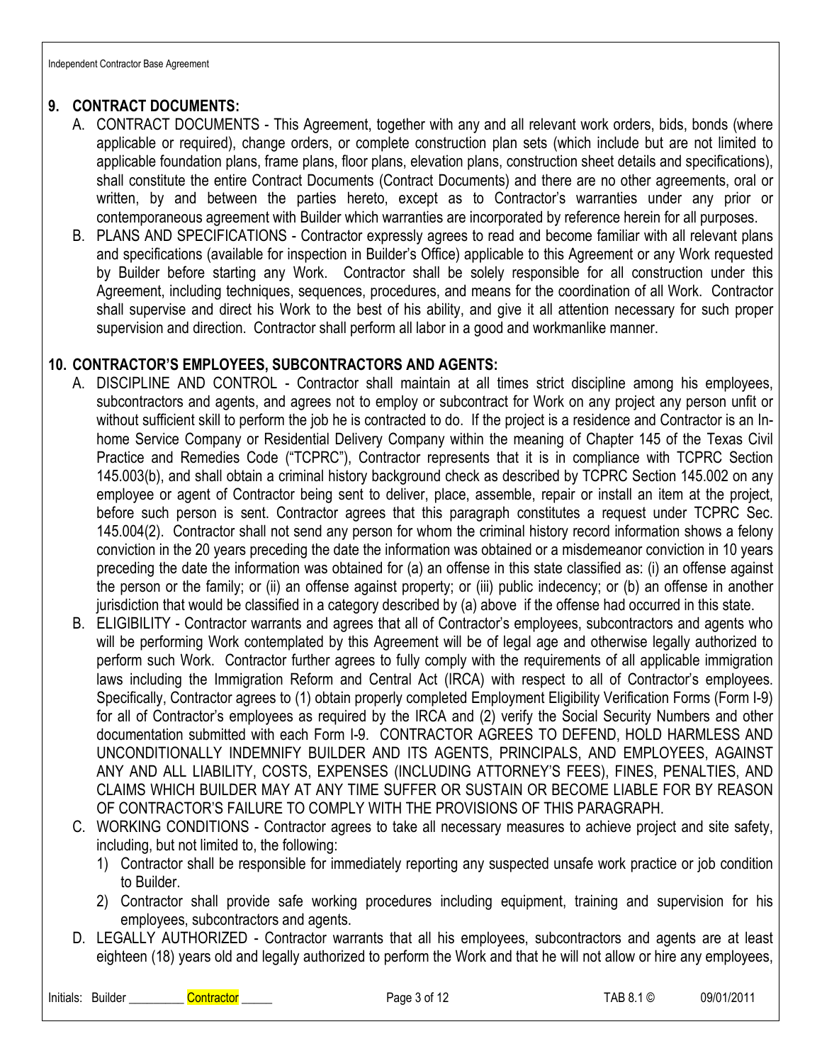## 9. CONTRACT DOCUMENTS:

A. CONTRACT DOCUMENTS - This Agreement, together with any and all relevant work orders, bids, bonds (where applicable or required), change orders, or complete construction plan sets (which include but are not limited to applicable foundation plans, frame plans, floor plans, elevation plans, construction sheet details and specifications), shall constitute the entire Contract Documents (Contract Documents) and there are no other agreements, oral or written, by and between the parties hereto, except as to Contractor's warranties under any prior or contemporaneous agreement with Builder which warranties are incorporated by reference herein for all purposes.

B. PLANS AND SPECIFICATIONS - Contractor expressly agrees to read and become familiar with all relevant plans and specifications (available for inspection in Builder's Office) applicable to this Agreement or any Work requested by Builder before starting any Work. Contractor shall be solely responsible for all construction under this Agreement, including techniques, sequences, procedures, and means for the coordination of all Work. Contractor shall supervise and direct his Work to the best of his ability, and give it all attention necessary for such proper supervision and direction. Contractor shall perform all labor in a good and workmanlike manner.

## 10. CONTRACTOR'S EMPLOYEES, SUBCONTRACTORS AND AGENTS:

A. DISCIPLINE AND CONTROL - Contractor shall maintain at all times strict discipline among his employees, subcontractors and agents, and agrees not to employ or subcontract for Work on any project any person unfit or without sufficient skill to perform the job he is contracted to do. If the project is a residence and Contractor is an In-home Service Company or Residential Delivery Company within the meaning of Chapter 145 of the Texas Civil Practice and Remedies Code ("TCPRC"), Contractor represents that it is in compliance with TCPRC Section 145.003(b), and shall obtain a criminal history background check as described by TCPRC Section 145.002 on any employee or agent of Contractor being sent to deliver, place, assemble, repair or install an item at the project, before such person is sent. Contractor agrees that this paragraph constitutes a request under TCPRC Sec. 145.004(2). Contractor shall not send any person for whom the criminal history record information shows a felony conviction in the 20 years preceding the date the information was obtained or a misdemeanor conviction in 10 years preceding the date the information was obtained for (a) an offense in this state classified as: (i) an offense against the person or the family; or (ii) an offense against property; or (iii) public indecency; or (b) an offense in another jurisdiction that would be classified in a category described by (a) above if the offense had occurred in this state.

B. ELIGIBILITY - Contractor warrants and agrees that all of Contractor's employees, subcontractors and agents who will be performing Work contemplated by this Agreement will be of legal age and otherwise legally authorized to perform such Work. Contractor further agrees to fully comply with the requirements of all applicable immigration laws including the Immigration Reform and Central Act (IRCA) with respect to all of Contractor's employees. Specifically, Contractor agrees to (1) obtain properly completed Employment Eligibility Verification Forms (Form I-9) for all of Contractor's employees as required by the IRCA and (2) verify the Social Security Numbers and other documentation submitted with each Form I-9. CONTRACTOR AGREES TO DEFEND, HOLD HARMLESS AND UNCONDITIONALLY INDEMNIFY BUILDER AND ITS AGENTS, PRINCIPALS, AND EMPLOYEES, AGAINST ANY AND ALL LIABILITY, COSTS, EXPENSES (INCLUDING ATTORNEY'S FEES), FINES, PENALTIES, AND CLAIMS WHICH BUILDER MAY AT ANY TIME SUFFER OR SUSTAIN OR BECOME LIABLE FOR BY REASON OF CONTRACTOR'S FAILURE TO COMPLY WITH THE PROVISIONS OF THIS PARAGRAPH.

C. WORKING CONDITIONS - Contractor agrees to take all necessary measures to achieve project and site safety, including, but not limited to, the following:

1) Contractor shall be responsible for immediately reporting any suspected unsafe work practice or job condition to Builder.
2) Contractor shall provide safe working procedures including equipment, training and supervision for his employees, subcontractors and agents.

D. LEGALLY AUTHORIZED - Contractor warrants that all his employees, subcontractors and agents are at least eighteen (18) years old and legally authorized to perform the Work and that he will not allow or hire any employees,

Initials: Builder _________ Contractor _____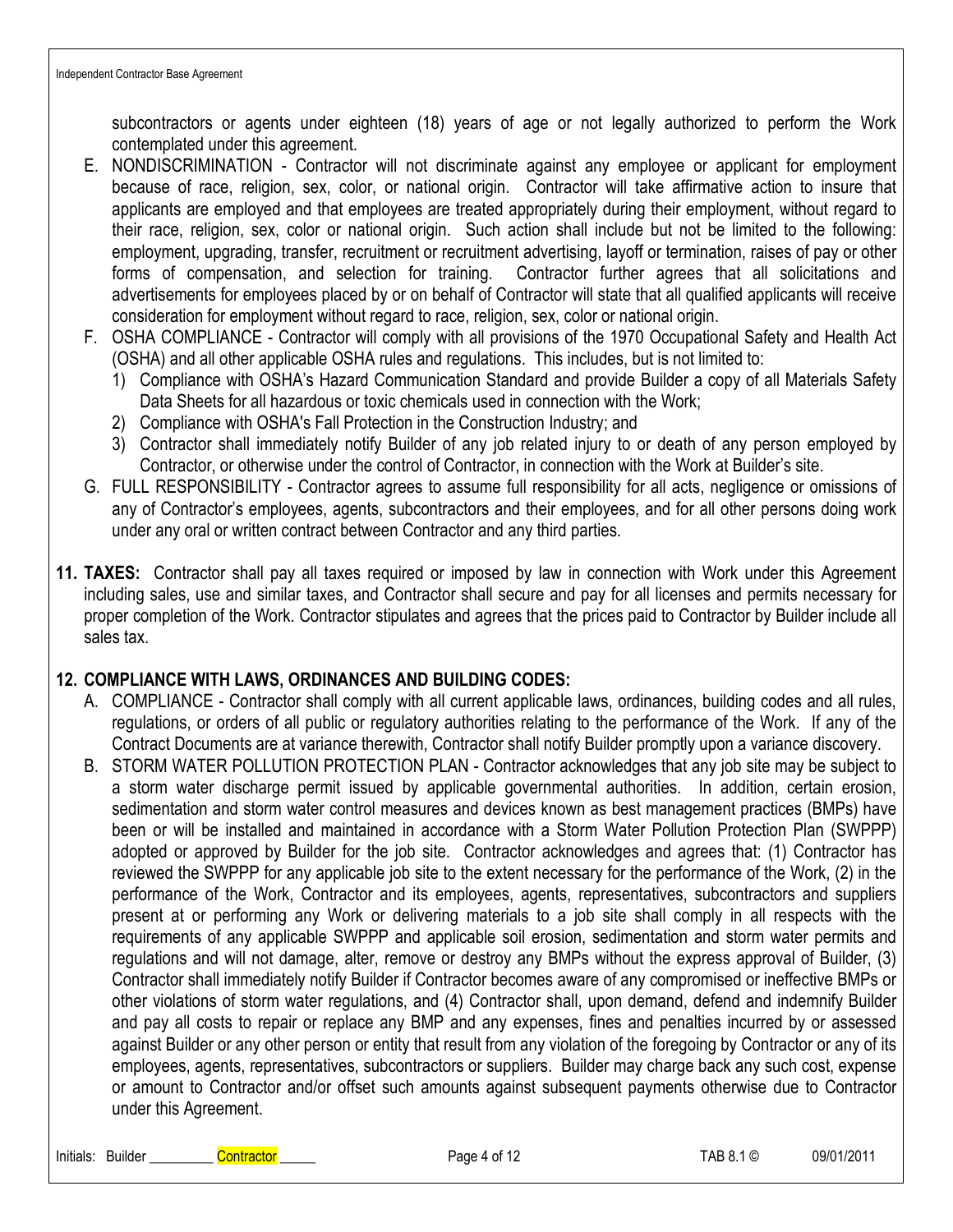subcontractors or agents under eighteen (18) years of age or not legally authorized to perform the Work contemplated under this agreement.

E. NONDISCRIMINATION - Contractor will not discriminate against any employee or applicant for employment because of race, religion, sex, color, or national origin. Contractor will take affirmative action to insure that applicants are employed and that employees are treated appropriately during their employment, without regard to their race, religion, sex, color or national origin. Such action shall include but not be limited to the following: employment, upgrading, transfer, recruitment or recruitment advertising, layoff or termination, raises of pay or other forms of compensation, and selection for training. Contractor further agrees that all solicitations and advertisements for employees placed by or on behalf of Contractor will state that all qualified applicants will receive consideration for employment without regard to race, religion, sex, color or national origin.

F. OSHA COMPLIANCE - Contractor will comply with all provisions of the 1970 Occupational Safety and Health Act (OSHA) and all other applicable OSHA rules and regulations. This includes, but is not limited to:
   1) Compliance with OSHA's Hazard Communication Standard and provide Builder a copy of all Materials Safety Data Sheets for all hazardous or toxic chemicals used in connection with the Work;
   2) Compliance with OSHA's Fall Protection in the Construction Industry; and
   3) Contractor shall immediately notify Builder of any job related injury to or death of any person employed by Contractor, or otherwise under the control of Contractor, in connection with the Work at Builder's site.

G. FULL RESPONSIBILITY - Contractor agrees to assume full responsibility for all acts, negligence or omissions of any of Contractor's employees, agents, subcontractors and their employees, and for all other persons doing work under any oral or written contract between Contractor and any third parties.

**11. TAXES:** Contractor shall pay all taxes required or imposed by law in connection with Work under this Agreement including sales, use and similar taxes, and Contractor shall secure and pay for all licenses and permits necessary for proper completion of the Work. Contractor stipulates and agrees that the prices paid to Contractor by Builder include all sales tax.

**12. COMPLIANCE WITH LAWS, ORDINANCES AND BUILDING CODES:**

A. COMPLIANCE - Contractor shall comply with all current applicable laws, ordinances, building codes and all rules, regulations, or orders of all public or regulatory authorities relating to the performance of the Work. If any of the Contract Documents are at variance therewith, Contractor shall notify Builder promptly upon a variance discovery.

B. STORM WATER POLLUTION PROTECTION PLAN - Contractor acknowledges that any job site may be subject to a storm water discharge permit issued by applicable governmental authorities. In addition, certain erosion, sedimentation and storm water control measures and devices known as best management practices (BMPs) have been or will be installed and maintained in accordance with a Storm Water Pollution Protection Plan (SWPPP) adopted or approved by Builder for the job site. Contractor acknowledges and agrees that: (1) Contractor has reviewed the SWPPP for any applicable job site to the extent necessary for the performance of the Work, (2) in the performance of the Work, Contractor and its employees, agents, representatives, subcontractors and suppliers present at or performing any Work or delivering materials to a job site shall comply in all respects with the requirements of any applicable SWPPP and applicable soil erosion, sedimentation and storm water permits and regulations and will not damage, alter, remove or destroy any BMPs without the express approval of Builder, (3) Contractor shall immediately notify Builder if Contractor becomes aware of any compromised or ineffective BMPs or other violations of storm water regulations, and (4) Contractor shall, upon demand, defend and indemnify Builder and pay all costs to repair or replace any BMP and any expenses, fines and penalties incurred by or assessed against Builder or any other person or entity that result from any violation of the foregoing by Contractor or any of its employees, agents, representatives, subcontractors or suppliers. Builder may charge back any such cost, expense or amount to Contractor and/or offset such amounts against subsequent payments otherwise due to Contractor under this Agreement.

Initials: Builder _________ Contractor _____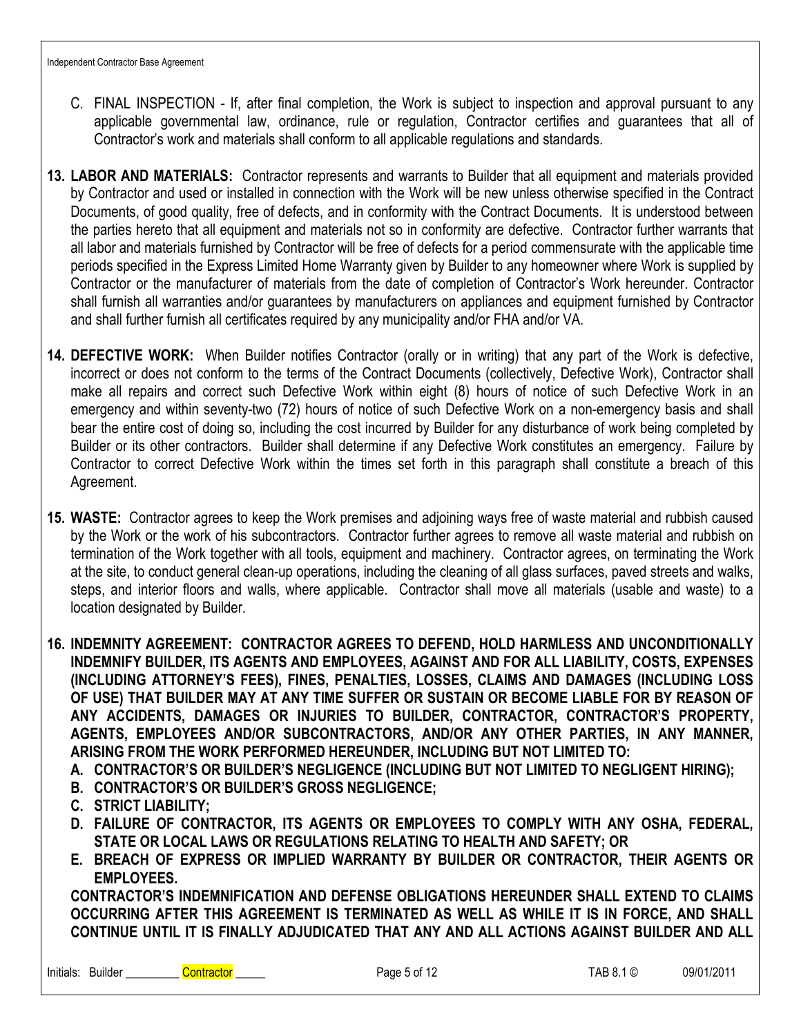C. FINAL INSPECTION - If, after final completion, the Work is subject to inspection and approval pursuant to any applicable governmental law, ordinance, rule or regulation, Contractor certifies and guarantees that all of Contractor's work and materials shall conform to all applicable regulations and standards.

**13. LABOR AND MATERIALS:** Contractor represents and warrants to Builder that all equipment and materials provided by Contractor and used or installed in connection with the Work will be new unless otherwise specified in the Contract Documents, of good quality, free of defects, and in conformity with the Contract Documents. It is understood between the parties hereto that all equipment and materials not so in conformity are defective. Contractor further warrants that all labor and materials furnished by Contractor will be free of defects for a period commensurate with the applicable time periods specified in the Express Limited Home Warranty given by Builder to any homeowner where Work is supplied by Contractor or the manufacturer of materials from the date of completion of Contractor's Work hereunder. Contractor shall furnish all warranties and/or guarantees by manufacturers on appliances and equipment furnished by Contractor and shall further furnish all certificates required by any municipality and/or FHA and/or VA.

**14. DEFECTIVE WORK:** When Builder notifies Contractor (orally or in writing) that any part of the Work is defective, incorrect or does not conform to the terms of the Contract Documents (collectively, Defective Work), Contractor shall make all repairs and correct such Defective Work within eight (8) hours of notice of such Defective Work in an emergency and within seventy-two (72) hours of notice of such Defective Work on a non-emergency basis and shall bear the entire cost of doing so, including the cost incurred by Builder for any disturbance of work being completed by Builder or its other contractors. Builder shall determine if any Defective Work constitutes an emergency. Failure by Contractor to correct Defective Work within the times set forth in this paragraph shall constitute a breach of this Agreement.

**15. WASTE:** Contractor agrees to keep the Work premises and adjoining ways free of waste material and rubbish caused by the Work or the work of his subcontractors. Contractor further agrees to remove all waste material and rubbish on termination of the Work together with all tools, equipment and machinery. Contractor agrees, on terminating the Work at the site, to conduct general clean-up operations, including the cleaning of all glass surfaces, paved streets and walks, steps, and interior floors and walls, where applicable. Contractor shall move all materials (usable and waste) to a location designated by Builder.

**16. INDEMNITY AGREEMENT: CONTRACTOR AGREES TO DEFEND, HOLD HARMLESS AND UNCONDITIONALLY INDEMNIFY BUILDER, ITS AGENTS AND EMPLOYEES, AGAINST AND FOR ALL LIABILITY, COSTS, EXPENSES (INCLUDING ATTORNEY'S FEES), FINES, PENALTIES, LOSSES, CLAIMS AND DAMAGES (INCLUDING LOSS OF USE) THAT BUILDER MAY AT ANY TIME SUFFER OR SUSTAIN OR BECOME LIABLE FOR BY REASON OF ANY ACCIDENTS, DAMAGES OR INJURIES TO BUILDER, CONTRACTOR, CONTRACTOR'S PROPERTY, AGENTS, EMPLOYEES AND/OR SUBCONTRACTORS, AND/OR ANY OTHER PARTIES, IN ANY MANNER, ARISING FROM THE WORK PERFORMED HEREUNDER, INCLUDING BUT NOT LIMITED TO:**

**A. CONTRACTOR'S OR BUILDER'S NEGLIGENCE (INCLUDING BUT NOT LIMITED TO NEGLIGENT HIRING);**

**B. CONTRACTOR'S OR BUILDER'S GROSS NEGLIGENCE;**

**C. STRICT LIABILITY;**

**D. FAILURE OF CONTRACTOR, ITS AGENTS OR EMPLOYEES TO COMPLY WITH ANY OSHA, FEDERAL, STATE OR LOCAL LAWS OR REGULATIONS RELATING TO HEALTH AND SAFETY; OR**

**E. BREACH OF EXPRESS OR IMPLIED WARRANTY BY BUILDER OR CONTRACTOR, THEIR AGENTS OR EMPLOYEES.**

**CONTRACTOR'S INDEMNIFICATION AND DEFENSE OBLIGATIONS HEREUNDER SHALL EXTEND TO CLAIMS OCCURRING AFTER THIS AGREEMENT IS TERMINATED AS WELL AS WHILE IT IS IN FORCE, AND SHALL CONTINUE UNTIL IT IS FINALLY ADJUDICATED THAT ANY AND ALL ACTIONS AGAINST BUILDER AND ALL**

Initials: Builder _________ Contractor _____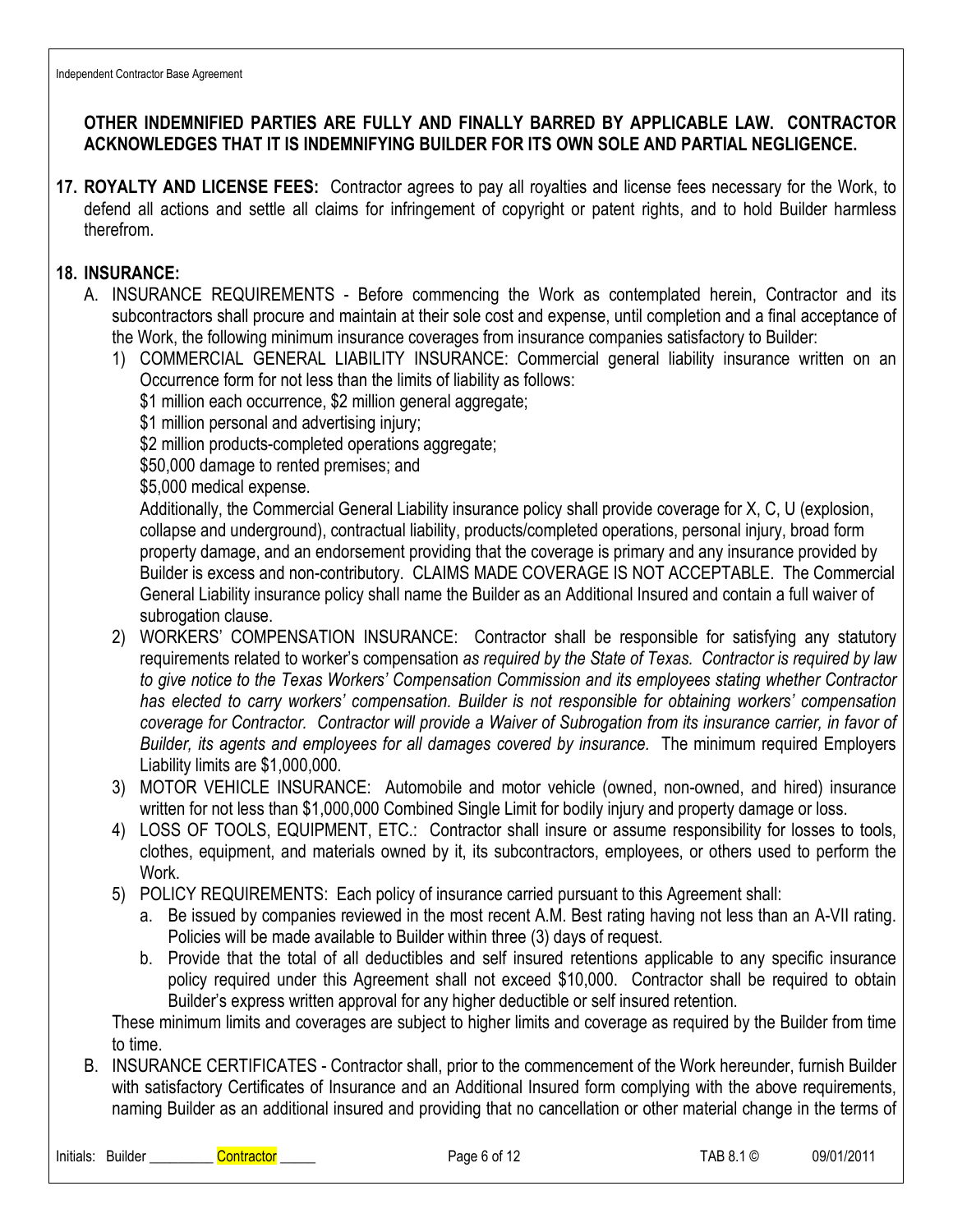**OTHER INDEMNIFIED PARTIES ARE FULLY AND FINALLY BARRED BY APPLICABLE LAW. CONTRACTOR ACKNOWLEDGES THAT IT IS INDEMNIFYING BUILDER FOR ITS OWN SOLE AND PARTIAL NEGLIGENCE.**

**17. ROYALTY AND LICENSE FEES:** Contractor agrees to pay all royalties and license fees necessary for the Work, to defend all actions and settle all claims for infringement of copyright or patent rights, and to hold Builder harmless therefrom.

**18. INSURANCE:**

A. INSURANCE REQUIREMENTS - Before commencing the Work as contemplated herein, Contractor and its subcontractors shall procure and maintain at their sole cost and expense, until completion and a final acceptance of the Work, the following minimum insurance coverages from insurance companies satisfactory to Builder:

1) COMMERCIAL GENERAL LIABILITY INSURANCE: Commercial general liability insurance written on an Occurrence form for not less than the limits of liability as follows:
   $1 million each occurrence, $2 million general aggregate;
   $1 million personal and advertising injury;
   $2 million products-completed operations aggregate;
   $50,000 damage to rented premises; and
   $5,000 medical expense.
   Additionally, the Commercial General Liability insurance policy shall provide coverage for X, C, U (explosion, collapse and underground), contractual liability, products/completed operations, personal injury, broad form property damage, and an endorsement providing that the coverage is primary and any insurance provided by Builder is excess and non-contributory. CLAIMS MADE COVERAGE IS NOT ACCEPTABLE. The Commercial General Liability insurance policy shall name the Builder as an Additional Insured and contain a full waiver of subrogation clause.

2) WORKERS' COMPENSATION INSURANCE: Contractor shall be responsible for satisfying any statutory requirements related to worker's compensation *as required by the State of Texas. Contractor is required by law to give notice to the Texas Workers' Compensation Commission and its employees stating whether Contractor has elected to carry workers' compensation. Builder is not responsible for obtaining workers' compensation coverage for Contractor. Contractor will provide a Waiver of Subrogation from its insurance carrier, in favor of Builder, its agents and employees for all damages covered by insurance.* The minimum required Employers Liability limits are $1,000,000.

3) MOTOR VEHICLE INSURANCE: Automobile and motor vehicle (owned, non-owned, and hired) insurance written for not less than $1,000,000 Combined Single Limit for bodily injury and property damage or loss.

4) LOSS OF TOOLS, EQUIPMENT, ETC.: Contractor shall insure or assume responsibility for losses to tools, clothes, equipment, and materials owned by it, its subcontractors, employees, or others used to perform the Work.

5) POLICY REQUIREMENTS: Each policy of insurance carried pursuant to this Agreement shall:
   a. Be issued by companies reviewed in the most recent A.M. Best rating having not less than an A-VII rating. Policies will be made available to Builder within three (3) days of request.
   b. Provide that the total of all deductibles and self insured retentions applicable to any specific insurance policy required under this Agreement shall not exceed $10,000. Contractor shall be required to obtain Builder's express written approval for any higher deductible or self insured retention.

These minimum limits and coverages are subject to higher limits and coverage as required by the Builder from time to time.

B. INSURANCE CERTIFICATES - Contractor shall, prior to the commencement of the Work hereunder, furnish Builder with satisfactory Certificates of Insurance and an Additional Insured form complying with the above requirements, naming Builder as an additional insured and providing that no cancellation or other material change in the terms of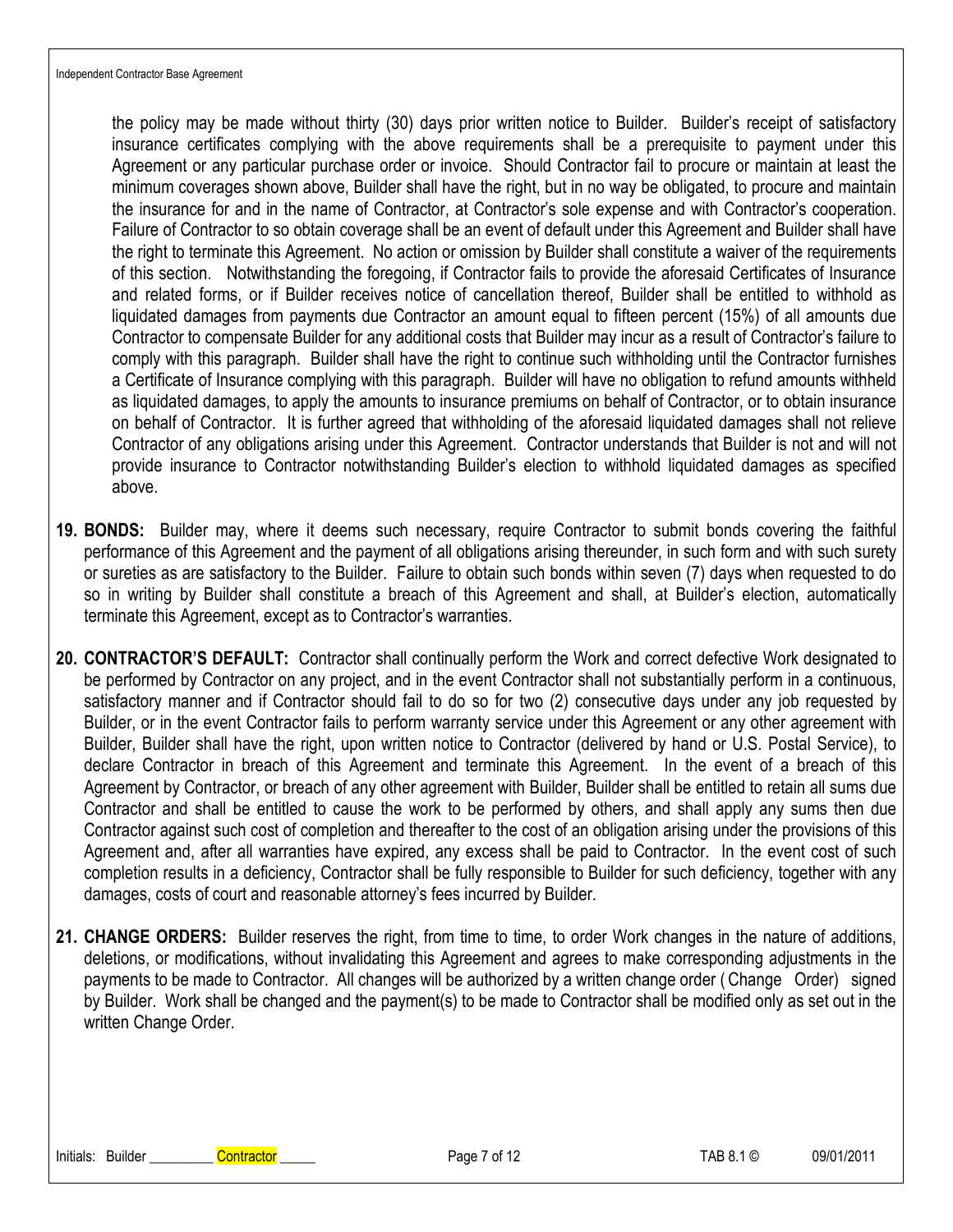the policy may be made without thirty (30) days prior written notice to Builder. Builder's receipt of satisfactory insurance certificates complying with the above requirements shall be a prerequisite to payment under this Agreement or any particular purchase order or invoice. Should Contractor fail to procure or maintain at least the minimum coverages shown above, Builder shall have the right, but in no way be obligated, to procure and maintain the insurance for and in the name of Contractor, at Contractor's sole expense and with Contractor's cooperation. Failure of Contractor to so obtain coverage shall be an event of default under this Agreement and Builder shall have the right to terminate this Agreement. No action or omission by Builder shall constitute a waiver of the requirements of this section. Notwithstanding the foregoing, if Contractor fails to provide the aforesaid Certificates of Insurance and related forms, or if Builder receives notice of cancellation thereof, Builder shall be entitled to withhold as liquidated damages from payments due Contractor an amount equal to fifteen percent (15%) of all amounts due Contractor to compensate Builder for any additional costs that Builder may incur as a result of Contractor's failure to comply with this paragraph. Builder shall have the right to continue such withholding until the Contractor furnishes a Certificate of Insurance complying with this paragraph. Builder will have no obligation to refund amounts withheld as liquidated damages, to apply the amounts to insurance premiums on behalf of Contractor, or to obtain insurance on behalf of Contractor. It is further agreed that withholding of the aforesaid liquidated damages shall not relieve Contractor of any obligations arising under this Agreement. Contractor understands that Builder is not and will not provide insurance to Contractor notwithstanding Builder's election to withhold liquidated damages as specified above.

**19. BONDS:** Builder may, where it deems such necessary, require Contractor to submit bonds covering the faithful performance of this Agreement and the payment of all obligations arising thereunder, in such form and with such surety or sureties as are satisfactory to the Builder. Failure to obtain such bonds within seven (7) days when requested to do so in writing by Builder shall constitute a breach of this Agreement and shall, at Builder's election, automatically terminate this Agreement, except as to Contractor's warranties.

**20. CONTRACTOR'S DEFAULT:** Contractor shall continually perform the Work and correct defective Work designated to be performed by Contractor on any project, and in the event Contractor shall not substantially perform in a continuous, satisfactory manner and if Contractor should fail to do so for two (2) consecutive days under any job requested by Builder, or in the event Contractor fails to perform warranty service under this Agreement or any other agreement with Builder, Builder shall have the right, upon written notice to Contractor (delivered by hand or U.S. Postal Service), to declare Contractor in breach of this Agreement and terminate this Agreement. In the event of a breach of this Agreement by Contractor, or breach of any other agreement with Builder, Builder shall be entitled to retain all sums due Contractor and shall be entitled to cause the work to be performed by others, and shall apply any sums then due Contractor against such cost of completion and thereafter to the cost of an obligation arising under the provisions of this Agreement and, after all warranties have expired, any excess shall be paid to Contractor. In the event cost of such completion results in a deficiency, Contractor shall be fully responsible to Builder for such deficiency, together with any damages, costs of court and reasonable attorney's fees incurred by Builder.

**21. CHANGE ORDERS:** Builder reserves the right, from time to time, to order Work changes in the nature of additions, deletions, or modifications, without invalidating this Agreement and agrees to make corresponding adjustments in the payments to be made to Contractor. All changes will be authorized by a written change order ( Change Order) signed by Builder. Work shall be changed and the payment(s) to be made to Contractor shall be modified only as set out in the written Change Order.

Initials: Builder _________ Contractor _____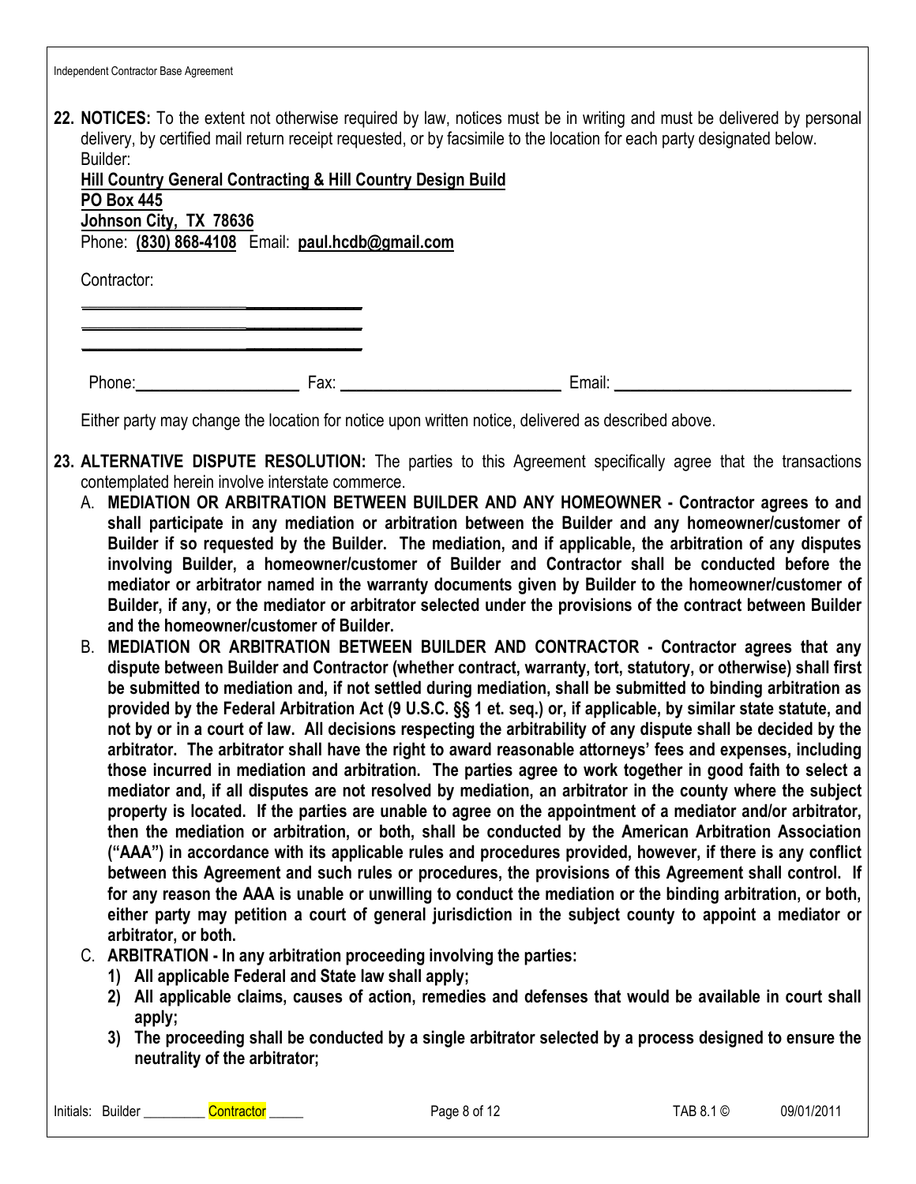**22. NOTICES:** To the extent not otherwise required by law, notices must be in writing and must be delivered by personal delivery, by certified mail return receipt requested, or by facsimile to the location for each party designated below.

Builder:

**Hill Country General Contracting & Hill Country Design Build**
**PO Box 445**
**Johnson City, TX 78636**
Phone: **(830) 868-4108** Email: **paul.hcdb@gmail.com**

Contractor:

____________________________________

____________________________________

____________________________________

Phone:____________________ Fax: ___________________________ Email: _____________________________

Either party may change the location for notice upon written notice, delivered as described above.

**23. ALTERNATIVE DISPUTE RESOLUTION:** The parties to this Agreement specifically agree that the transactions contemplated herein involve interstate commerce.

A. **MEDIATION OR ARBITRATION BETWEEN BUILDER AND ANY HOMEOWNER - Contractor agrees to and shall participate in any mediation or arbitration between the Builder and any homeowner/customer of Builder if so requested by the Builder. The mediation, and if applicable, the arbitration of any disputes involving Builder, a homeowner/customer of Builder and Contractor shall be conducted before the mediator or arbitrator named in the warranty documents given by Builder to the homeowner/customer of Builder, if any, or the mediator or arbitrator selected under the provisions of the contract between Builder and the homeowner/customer of Builder.**

B. **MEDIATION OR ARBITRATION BETWEEN BUILDER AND CONTRACTOR - Contractor agrees that any dispute between Builder and Contractor (whether contract, warranty, tort, statutory, or otherwise) shall first be submitted to mediation and, if not settled during mediation, shall be submitted to binding arbitration as provided by the Federal Arbitration Act (9 U.S.C. §§ 1 et. seq.) or, if applicable, by similar state statute, and not by or in a court of law. All decisions respecting the arbitrability of any dispute shall be decided by the arbitrator. The arbitrator shall have the right to award reasonable attorneys' fees and expenses, including those incurred in mediation and arbitration. The parties agree to work together in good faith to select a mediator and, if all disputes are not resolved by mediation, an arbitrator in the county where the subject property is located. If the parties are unable to agree on the appointment of a mediator and/or arbitrator, then the mediation or arbitration, or both, shall be conducted by the American Arbitration Association ("AAA") in accordance with its applicable rules and procedures provided, however, if there is any conflict between this Agreement and such rules or procedures, the provisions of this Agreement shall control. If for any reason the AAA is unable or unwilling to conduct the mediation or the binding arbitration, or both, either party may petition a court of general jurisdiction in the subject county to appoint a mediator or arbitrator, or both.**

C. **ARBITRATION - In any arbitration proceeding involving the parties:**
   1) **All applicable Federal and State law shall apply;**
   2) **All applicable claims, causes of action, remedies and defenses that would be available in court shall apply;**
   3) **The proceeding shall be conducted by a single arbitrator selected by a process designed to ensure the neutrality of the arbitrator;**

Initials: Builder _________ Contractor _____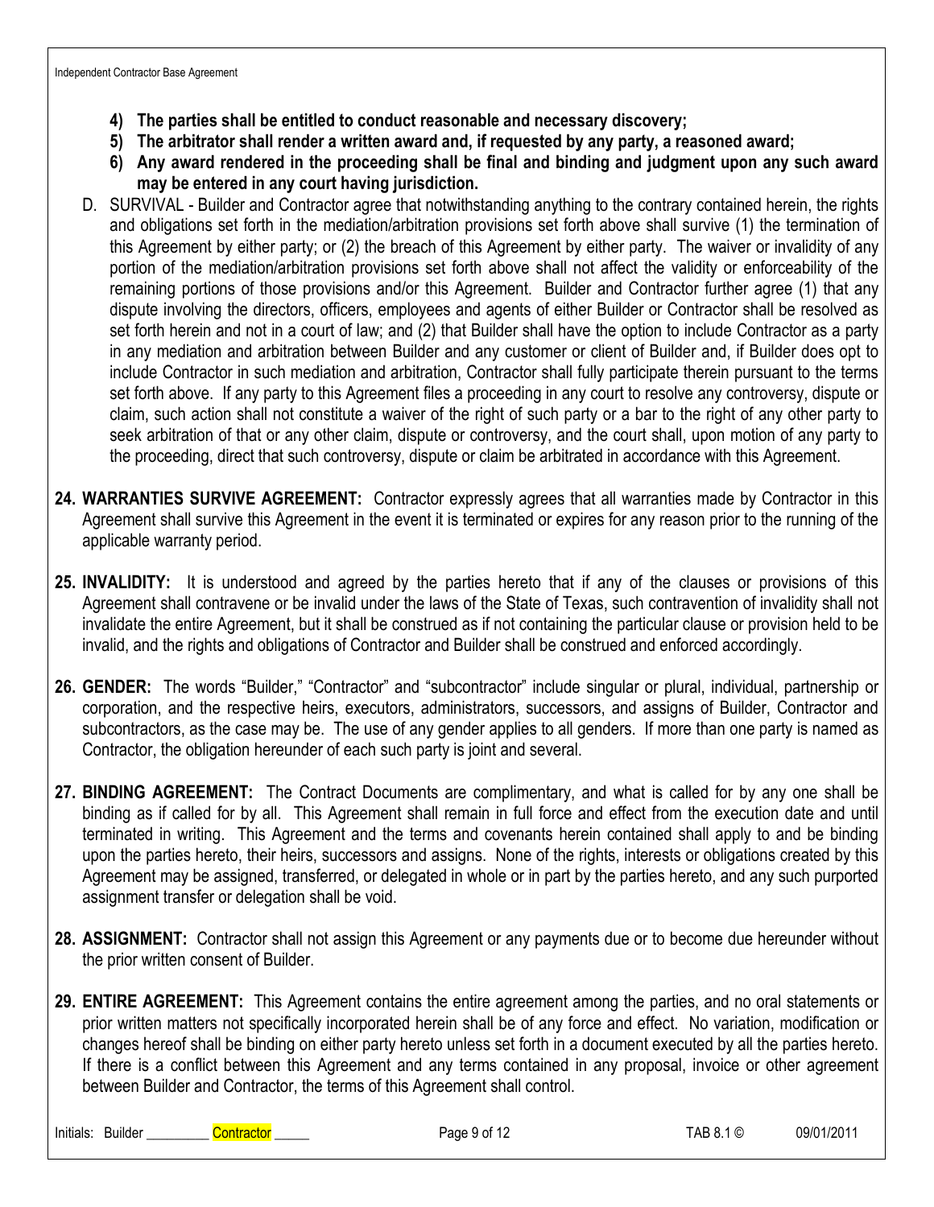4) **The parties shall be entitled to conduct reasonable and necessary discovery;**
5) **The arbitrator shall render a written award and, if requested by any party, a reasoned award;**
6) **Any award rendered in the proceeding shall be final and binding and judgment upon any such award may be entered in any court having jurisdiction.**

D. SURVIVAL - Builder and Contractor agree that notwithstanding anything to the contrary contained herein, the rights and obligations set forth in the mediation/arbitration provisions set forth above shall survive (1) the termination of this Agreement by either party; or (2) the breach of this Agreement by either party. The waiver or invalidity of any portion of the mediation/arbitration provisions set forth above shall not affect the validity or enforceability of the remaining portions of those provisions and/or this Agreement. Builder and Contractor further agree (1) that any dispute involving the directors, officers, employees and agents of either Builder or Contractor shall be resolved as set forth herein and not in a court of law; and (2) that Builder shall have the option to include Contractor as a party in any mediation and arbitration between Builder and any customer or client of Builder and, if Builder does opt to include Contractor in such mediation and arbitration, Contractor shall fully participate therein pursuant to the terms set forth above. If any party to this Agreement files a proceeding in any court to resolve any controversy, dispute or claim, such action shall not constitute a waiver of the right of such party or a bar to the right of any other party to seek arbitration of that or any other claim, dispute or controversy, and the court shall, upon motion of any party to the proceeding, direct that such controversy, dispute or claim be arbitrated in accordance with this Agreement.

**24. WARRANTIES SURVIVE AGREEMENT:** Contractor expressly agrees that all warranties made by Contractor in this Agreement shall survive this Agreement in the event it is terminated or expires for any reason prior to the running of the applicable warranty period.

**25. INVALIDITY:** It is understood and agreed by the parties hereto that if any of the clauses or provisions of this Agreement shall contravene or be invalid under the laws of the State of Texas, such contravention of invalidity shall not invalidate the entire Agreement, but it shall be construed as if not containing the particular clause or provision held to be invalid, and the rights and obligations of Contractor and Builder shall be construed and enforced accordingly.

**26. GENDER:** The words "Builder," "Contractor" and "subcontractor" include singular or plural, individual, partnership or corporation, and the respective heirs, executors, administrators, successors, and assigns of Builder, Contractor and subcontractors, as the case may be. The use of any gender applies to all genders. If more than one party is named as Contractor, the obligation hereunder of each such party is joint and several.

**27. BINDING AGREEMENT:** The Contract Documents are complimentary, and what is called for by any one shall be binding as if called for by all. This Agreement shall remain in full force and effect from the execution date and until terminated in writing. This Agreement and the terms and covenants herein contained shall apply to and be binding upon the parties hereto, their heirs, successors and assigns. None of the rights, interests or obligations created by this Agreement may be assigned, transferred, or delegated in whole or in part by the parties hereto, and any such purported assignment transfer or delegation shall be void.

**28. ASSIGNMENT:** Contractor shall not assign this Agreement or any payments due or to become due hereunder without the prior written consent of Builder.

**29. ENTIRE AGREEMENT:** This Agreement contains the entire agreement among the parties, and no oral statements or prior written matters not specifically incorporated herein shall be of any force and effect. No variation, modification or changes hereof shall be binding on either party hereto unless set forth in a document executed by all the parties hereto. If there is a conflict between this Agreement and any terms contained in any proposal, invoice or other agreement between Builder and Contractor, the terms of this Agreement shall control.

Initials: Builder _________ Contractor _____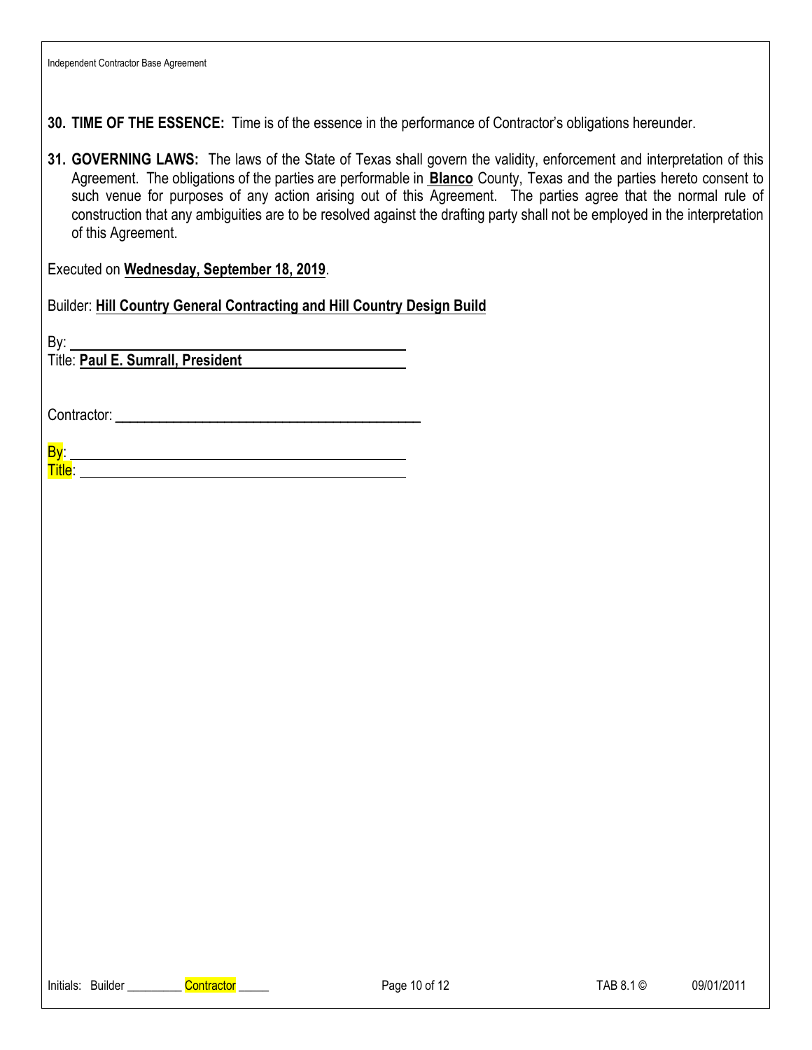**30. TIME OF THE ESSENCE:** Time is of the essence in the performance of Contractor's obligations hereunder.

**31. GOVERNING LAWS:** The laws of the State of Texas shall govern the validity, enforcement and interpretation of this Agreement. The obligations of the parties are performable in **Blanco** County, Texas and the parties hereto consent to such venue for purposes of any action arising out of this Agreement. The parties agree that the normal rule of construction that any ambiguities are to be resolved against the drafting party shall not be employed in the interpretation of this Agreement.

Executed on **Wednesday, September 18, 2019**.

Builder: **Hill Country General Contracting and Hill Country Design Build**

By: ______________________________

Title: **Paul E. Sumrall, President**

Contractor: ______________________________

By: ______________________________

Title: ______________________________

Initials: Builder _________ Contractor _____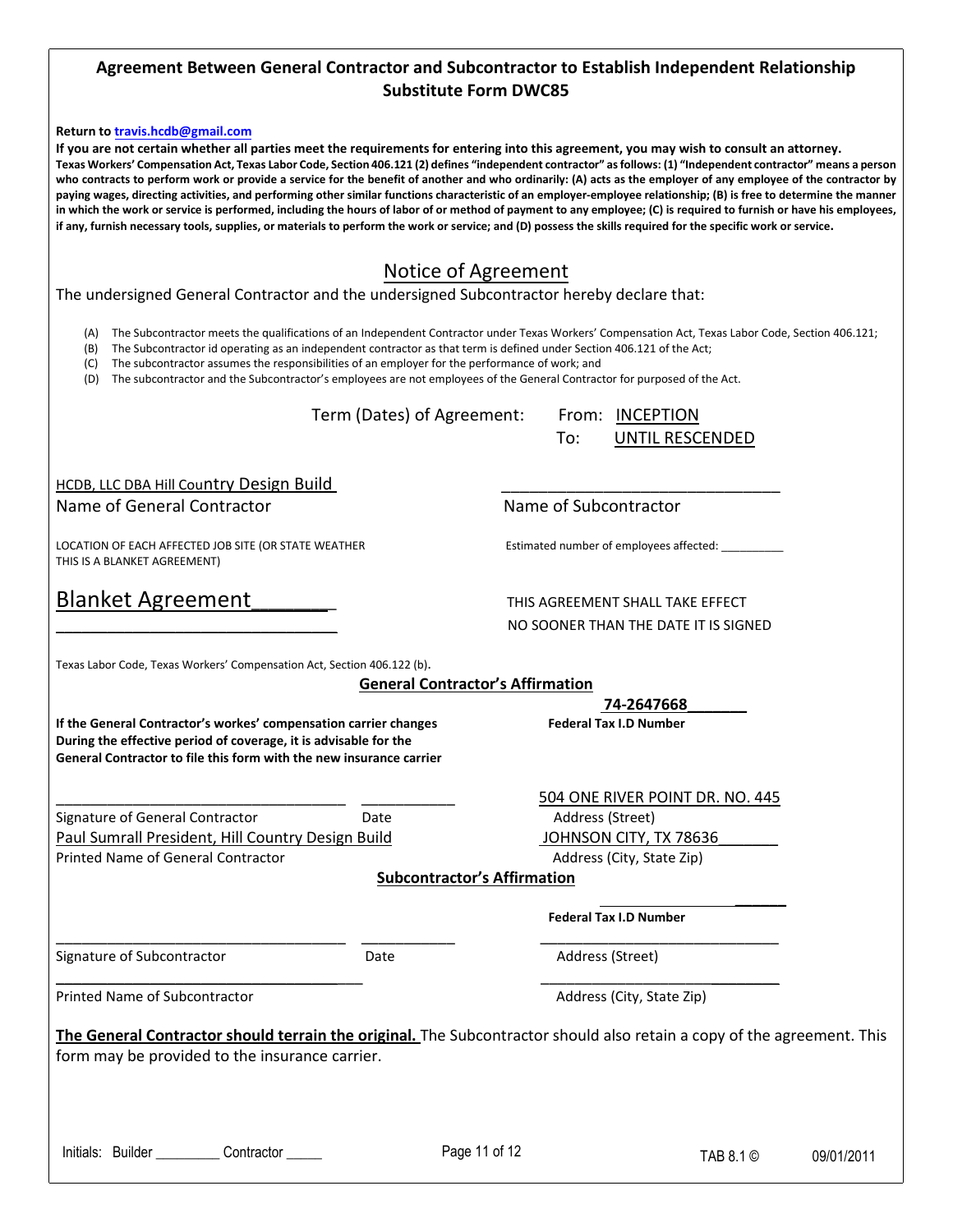## Agreement Between General Contractor and Subcontractor to Establish Independent Relationship Substitute Form DWC85

**Return to [travis.hcdb@gmail.com](mailto:travis.hcdb@gmail.com)**

**If you are not certain whether all parties meet the requirements for entering into this agreement, you may wish to consult an attorney.**

**Texas Workers' Compensation Act, Texas Labor Code, Section 406.121 (2) defines "independent contractor" as follows: (1) "Independent contractor" means a person who contracts to perform work or provide a service for the benefit of another and who ordinarily: (A) acts as the employer of any employee of the contractor by paying wages, directing activities, and performing other similar functions characteristic of an employer-employee relationship; (B) is free to determine the manner in which the work or service is performed, including the hours of labor of or method of payment to any employee; (C) is required to furnish or have his employees, if any, furnish necessary tools, supplies, or materials to perform the work or service; and (D) possess the skills required for the specific work or service.**

## Notice of Agreement

The undersigned General Contractor and the undersigned Subcontractor hereby declare that:

(A) The Subcontractor meets the qualifications of an Independent Contractor under Texas Workers' Compensation Act, Texas Labor Code, Section 406.121;
(B) The Subcontractor id operating as an independent contractor as that term is defined under Section 406.121 of the Act;
(C) The subcontractor assumes the responsibilities of an employer for the performance of work; and
(D) The subcontractor and the Subcontractor's employees are not employees of the General Contractor for purposed of the Act.

Term (Dates) of Agreement: From: INCEPTION
To: UNTIL RESCENDED

HCDB, LLC DBA Hill Country Design Build
Name of General Contractor

_________________________________
Name of Subcontractor

LOCATION OF EACH AFFECTED JOB SITE (OR STATE WEATHER THIS IS A BLANKET AGREEMENT)

Blanket Agreement_______
_______________________________

Estimated number of employees affected: __________

THIS AGREEMENT SHALL TAKE EFFECT NO SOONER THAN THE DATE IT IS SIGNED

Texas Labor Code, Texas Workers' Compensation Act, Section 406.122 (b).

**General Contractor's Affirmation**

**If the General Contractor's workes' compensation carrier changes During the effective period of coverage, it is advisable for the General Contractor to file this form with the new insurance carrier**

**74-2647668_______**
**Federal Tax I.D Number**

___________________________________ ___________
Signature of General Contractor Date

Paul Sumrall President, Hill Country Design Build
Printed Name of General Contractor

504 ONE RIVER POINT DR. NO. 445
Address (Street)

JOHNSON CITY, TX 78636_______
Address (City, State Zip)

**Subcontractor's Affirmation**

_______________________
**Federal Tax I.D Number**

___________________________________ ___________
Signature of Subcontractor Date

___________________________________
Printed Name of Subcontractor

_______________________________
Address (Street)

_______________________________
Address (City, State Zip)

**The General Contractor should terrain the original.** The Subcontractor should also retain a copy of the agreement. This form may be provided to the insurance carrier.

Initials: Builder _________ Contractor _____

TAB 8.1 © 09/01/2011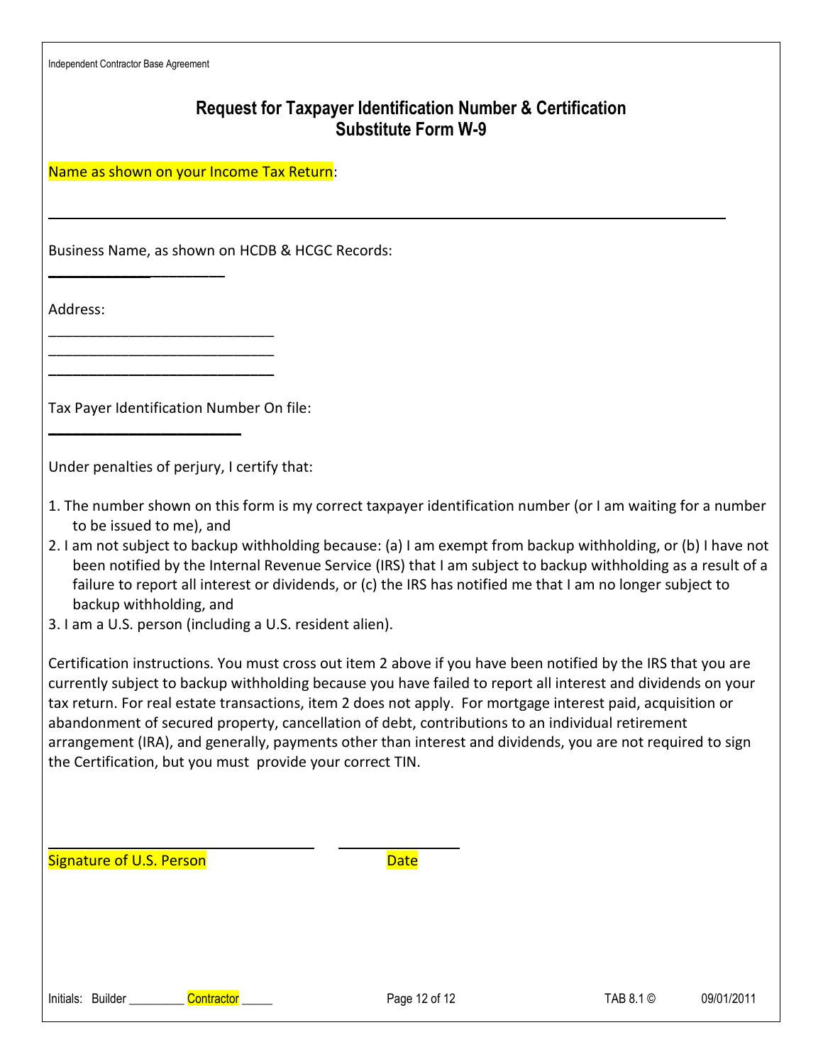## Request for Taxpayer Identification Number & Certification
## Substitute Form W-9

Name as shown on your Income Tax Return:

\_\_\_\_\_\_\_\_\_\_\_\_\_\_\_\_\_\_\_\_\_\_\_\_\_\_\_\_\_\_\_\_\_\_\_\_\_\_\_\_\_\_\_\_\_\_\_\_\_\_\_\_\_\_\_\_\_\_\_\_\_\_\_\_\_\_\_\_\_\_\_\_

Business Name, as shown on HCDB & HCGC Records:

\_\_\_\_\_\_\_\_\_\_\_\_\_\_\_\_\_\_\_\_\_\_\_\_

Address:

\_\_\_\_\_\_\_\_\_\_\_\_\_\_\_\_\_\_\_\_\_\_\_\_\_\_\_\_\_\_
\_\_\_\_\_\_\_\_\_\_\_\_\_\_\_\_\_\_\_\_\_\_\_\_\_\_\_\_\_\_
\_\_\_\_\_\_\_\_\_\_\_\_\_\_\_\_\_\_\_\_\_\_\_\_\_\_\_\_\_\_

Tax Payer Identification Number On file:

\_\_\_\_\_\_\_\_\_\_\_\_\_\_\_\_\_\_\_\_\_\_\_\_\_\_

Under penalties of perjury, I certify that:

1. The number shown on this form is my correct taxpayer identification number (or I am waiting for a number to be issued to me), and
2. I am not subject to backup withholding because: (a) I am exempt from backup withholding, or (b) I have not been notified by the Internal Revenue Service (IRS) that I am subject to backup withholding as a result of a failure to report all interest or dividends, or (c) the IRS has notified me that I am no longer subject to backup withholding, and
3. I am a U.S. person (including a U.S. resident alien).

Certification instructions. You must cross out item 2 above if you have been notified by the IRS that you are currently subject to backup withholding because you have failed to report all interest and dividends on your tax return. For real estate transactions, item 2 does not apply. For mortgage interest paid, acquisition or abandonment of secured property, cancellation of debt, contributions to an individual retirement arrangement (IRA), and generally, payments other than interest and dividends, you are not required to sign the Certification, but you must provide your correct TIN.

\_\_\_\_\_\_\_\_\_\_\_\_\_\_\_\_\_\_\_\_\_\_\_\_\_\_\_\_\_\_\_\_\_\_\_\_ \_\_\_\_\_\_\_\_\_\_\_\_\_\_\_\_

Signature of U.S. Person Date

Initials: Builder \_\_\_\_\_\_\_\_\_ Contractor \_\_\_\_\_